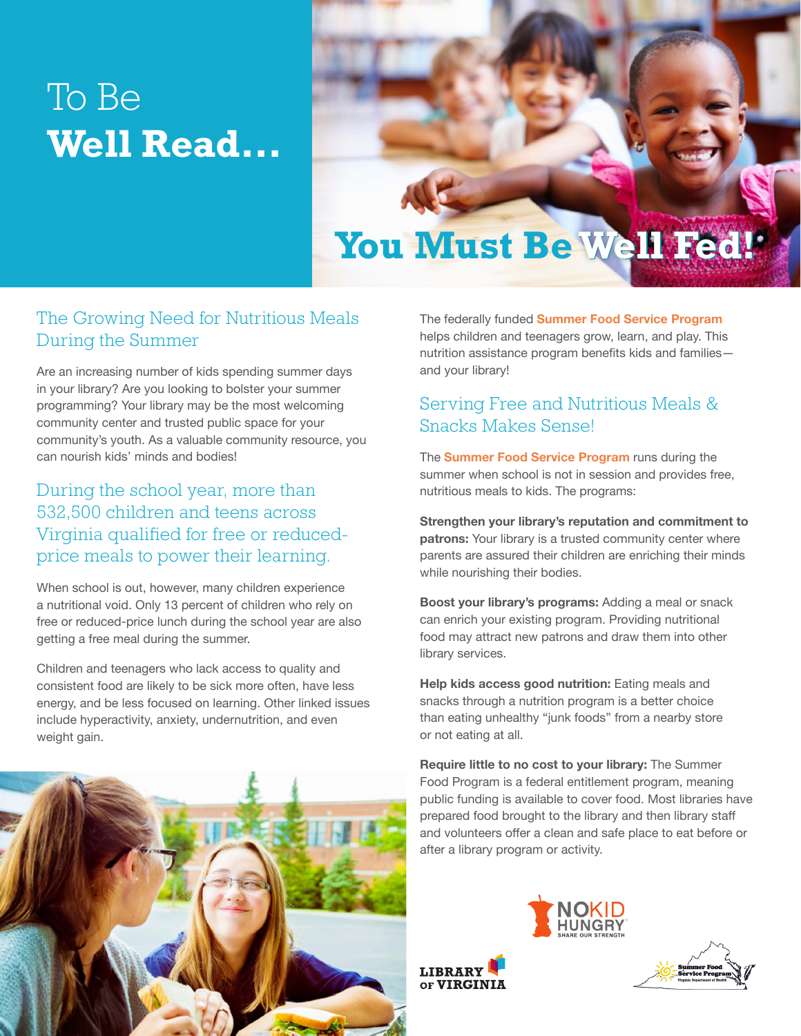# To Be **Well Read...**

# You Must Be Well Fed!

## The Growing Need for Nutritious Meals During the Summer

Are an increasing number of kids spending summer days in your library? Are you looking to bolster your summer programming? Your library may be the most welcoming community center and trusted public space for your community's youth. As a valuable community resource, you can nourish kids' minds and bodies!

### During the school year, more than 532,500 children and teens across Virginia qualified for free or reduced-price meals to power their learning.

When school is out, however, many children experience a nutritional void. Only 13 percent of children who rely on free or reduced-price lunch during the school year are also getting a free meal during the summer.

Children and teenagers who lack access to quality and consistent food are likely to be sick more often, have less energy, and be less focused on learning. Other linked issues include hyperactivity, anxiety, undernutrition, and even weight gain.

The federally funded **Summer Food Service Program** helps children and teenagers grow, learn, and play. This nutrition assistance program benefits kids and families—and your library!

## Serving Free and Nutritious Meals & Snacks Makes Sense!

The **Summer Food Service Program** runs during the summer when school is not in session and provides free, nutritious meals to kids. The programs:

**Strengthen your library's reputation and commitment to patrons:** Your library is a trusted community center where parents are assured their children are enriching their minds while nourishing their bodies.

**Boost your library's programs:** Adding a meal or snack can enrich your existing program. Providing nutritional food may attract new patrons and draw them into other library services.

**Help kids access good nutrition:** Eating meals and snacks through a nutrition program is a better choice than eating unhealthy "junk foods" from a nearby store or not eating at all.

**Require little to no cost to your library:** The Summer Food Program is a federal entitlement program, meaning public funding is available to cover food. Most libraries have prepared food brought to the library and then library staff and volunteers offer a clean and safe place to eat before or after a library program or activity.

NO KID HUNGRY — SHARE OUR STRENGTH

LIBRARY OF VIRGINIA

Summer Food Service Program — Virginia Department of Health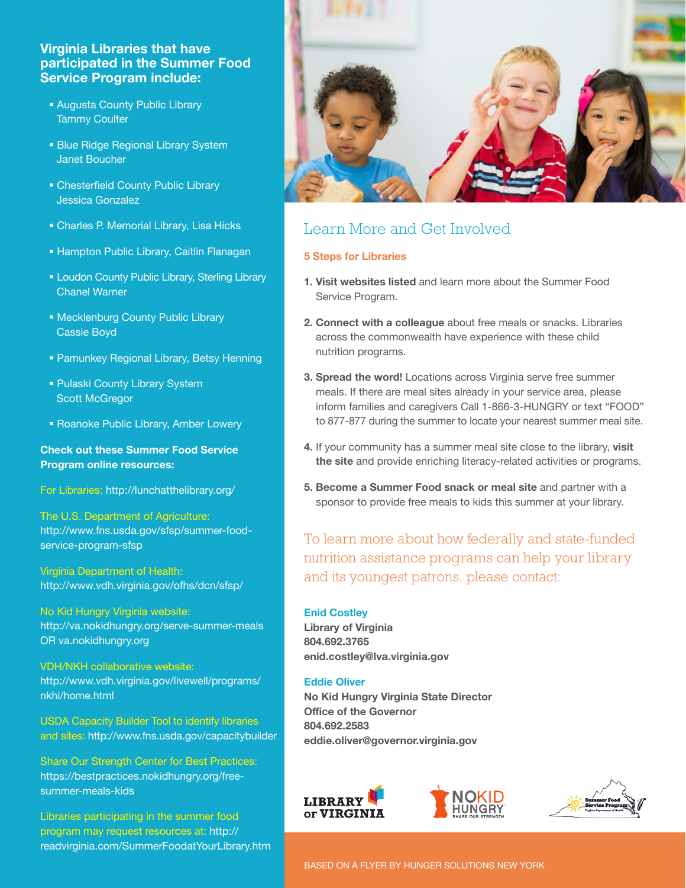## Virginia Libraries that have participated in the Summer Food Service Program include:

- Augusta County Public Library Tammy Coulter
- Blue Ridge Regional Library System Janet Boucher
- Chesterfield County Public Library Jessica Gonzalez
- Charles P. Memorial Library, Lisa Hicks
- Hampton Public Library, Caitlin Flanagan
- Loudon County Public Library, Sterling Library Chanel Warner
- Mecklenburg County Public Library Cassie Boyd
- Pamunkey Regional Library, Betsy Henning
- Pulaski County Library System Scott McGregor
- Roanoke Public Library, Amber Lowery

**Check out these Summer Food Service Program online resources:**

For Libraries: http://lunchatthelibrary.org/

The U.S. Department of Agriculture: http://www.fns.usda.gov/sfsp/summer-food-service-program-sfsp

Virginia Department of Health: http://www.vdh.virginia.gov/ofhs/dcn/sfsp/

No Kid Hungry Virginia website: http://va.nokidhungry.org/serve-summer-meals OR va.nokidhungry.org

VDH/NKH collaborative website: http://www.vdh.virginia.gov/livewell/programs/nkhi/home.html

USDA Capacity Builder Tool to identify libraries and sites: http://www.fns.usda.gov/capacitybuilder

Share Our Strength Center for Best Practices: https://bestpractices.nokidhungry.org/free-summer-meals-kids

Libraries participating in the summer food program may request resources at: http://readvirginia.com/SummerFoodatYourLibrary.htm

## Learn More and Get Involved

**5 Steps for Libraries**

1. **Visit websites listed** and learn more about the Summer Food Service Program.
2. **Connect with a colleague** about free meals or snacks. Libraries across the commonwealth have experience with these child nutrition programs.
3. **Spread the word!** Locations across Virginia serve free summer meals. If there are meal sites already in your service area, please inform families and caregivers Call 1-866-3-HUNGRY or text "FOOD" to 877-877 during the summer to locate your nearest summer meal site.
4. If your community has a summer meal site close to the library, **visit the site** and provide enriching literacy-related activities or programs.
5. **Become a Summer Food snack or meal site** and partner with a sponsor to provide free meals to kids this summer at your library.

To learn more about how federally and state-funded nutrition assistance programs can help your library and its youngest patrons, please contact:

**Enid Costley**
**Library of Virginia**
**804.692.3765**
**enid.costley@lva.virginia.gov**

**Eddie Oliver**
**No Kid Hungry Virginia State Director**
**Office of the Governor**
**804.692.2583**
**eddie.oliver@governor.virginia.gov**

LIBRARY OF VIRGINIA

NO KID HUNGRY SHARE OUR STRENGTH

Summer Food Service Program Virginia Department of Health

BASED ON A FLYER BY HUNGER SOLUTIONS NEW YORK